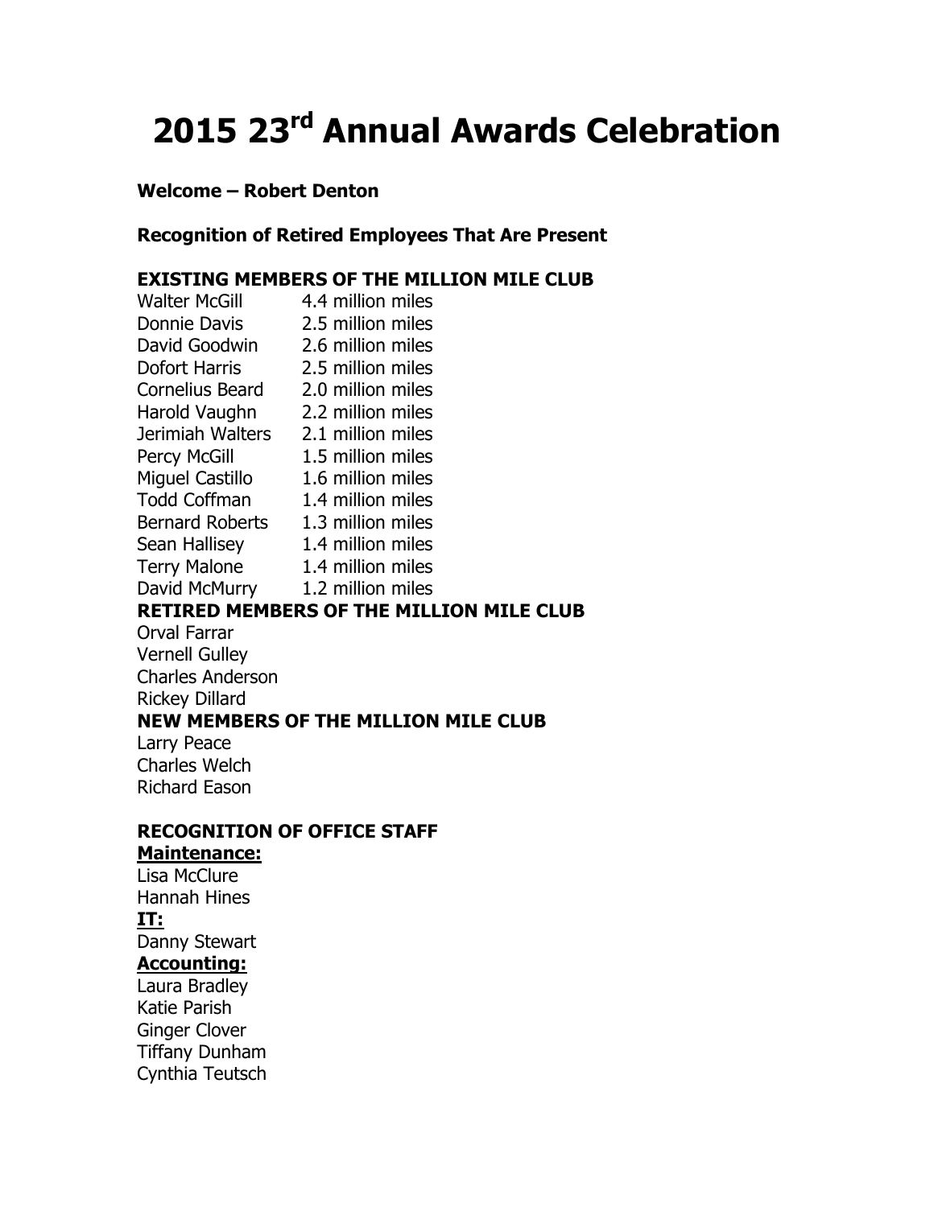# 2015 23rd Annual Awards Celebration

**Welcome – Robert Denton**

**Recognition of Retired Employees That Are Present**

**EXISTING MEMBERS OF THE MILLION MILE CLUB**

| | |
|---|---|
| Walter McGill | 4.4 million miles |
| Donnie Davis | 2.5 million miles |
| David Goodwin | 2.6 million miles |
| Dofort Harris | 2.5 million miles |
| Cornelius Beard | 2.0 million miles |
| Harold Vaughn | 2.2 million miles |
| Jerimiah Walters | 2.1 million miles |
| Percy McGill | 1.5 million miles |
| Miguel Castillo | 1.6 million miles |
| Todd Coffman | 1.4 million miles |
| Bernard Roberts | 1.3 million miles |
| Sean Hallisey | 1.4 million miles |
| Terry Malone | 1.4 million miles |
| David McMurry | 1.2 million miles |

**RETIRED MEMBERS OF THE MILLION MILE CLUB**

Orval Farrar
Vernell Gulley
Charles Anderson
Rickey Dillard

**NEW MEMBERS OF THE MILLION MILE CLUB**

Larry Peace
Charles Welch
Richard Eason

**RECOGNITION OF OFFICE STAFF**

**Maintenance:**

Lisa McClure
Hannah Hines

**IT:**

Danny Stewart

**Accounting:**

Laura Bradley
Katie Parish
Ginger Clover
Tiffany Dunham
Cynthia Teutsch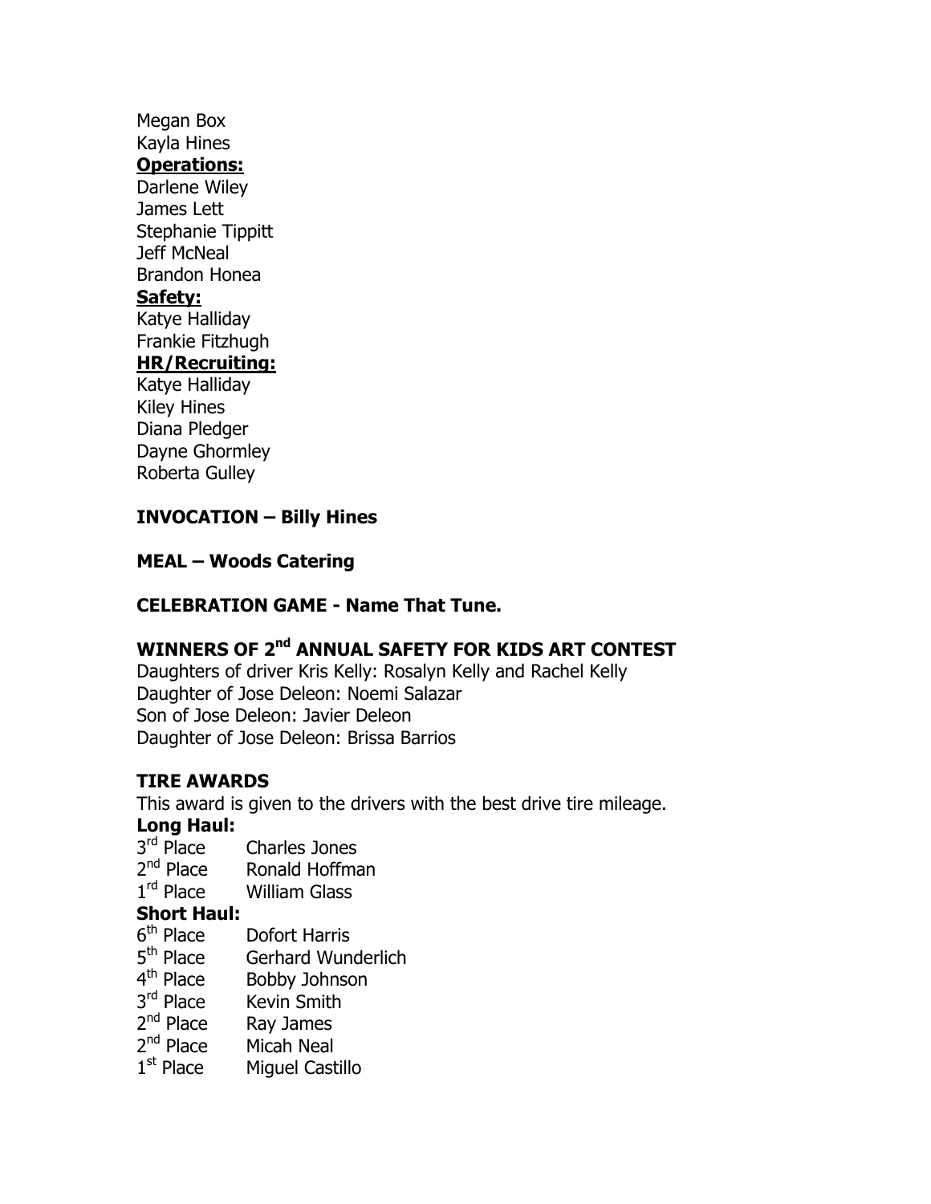Megan Box
Kayla Hines

**Operations:**

Darlene Wiley
James Lett
Stephanie Tippitt
Jeff McNeal
Brandon Honea

**Safety:**

Katye Halliday
Frankie Fitzhugh

**HR/Recruiting:**

Katye Halliday
Kiley Hines
Diana Pledger
Dayne Ghormley
Roberta Gulley

**INVOCATION – Billy Hines**

**MEAL – Woods Catering**

**CELEBRATION GAME - Name That Tune.**

**WINNERS OF 2nd ANNUAL SAFETY FOR KIDS ART CONTEST**

Daughters of driver Kris Kelly: Rosalyn Kelly and Rachel Kelly
Daughter of Jose Deleon: Noemi Salazar
Son of Jose Deleon: Javier Deleon
Daughter of Jose Deleon: Brissa Barrios

**TIRE AWARDS**

This award is given to the drivers with the best drive tire mileage.

**Long Haul:**

3rd Place Charles Jones
2nd Place Ronald Hoffman
1rd Place William Glass

**Short Haul:**

6th Place Dofort Harris
5th Place Gerhard Wunderlich
4th Place Bobby Johnson
3rd Place Kevin Smith
2nd Place Ray James
2nd Place Micah Neal
1st Place Miguel Castillo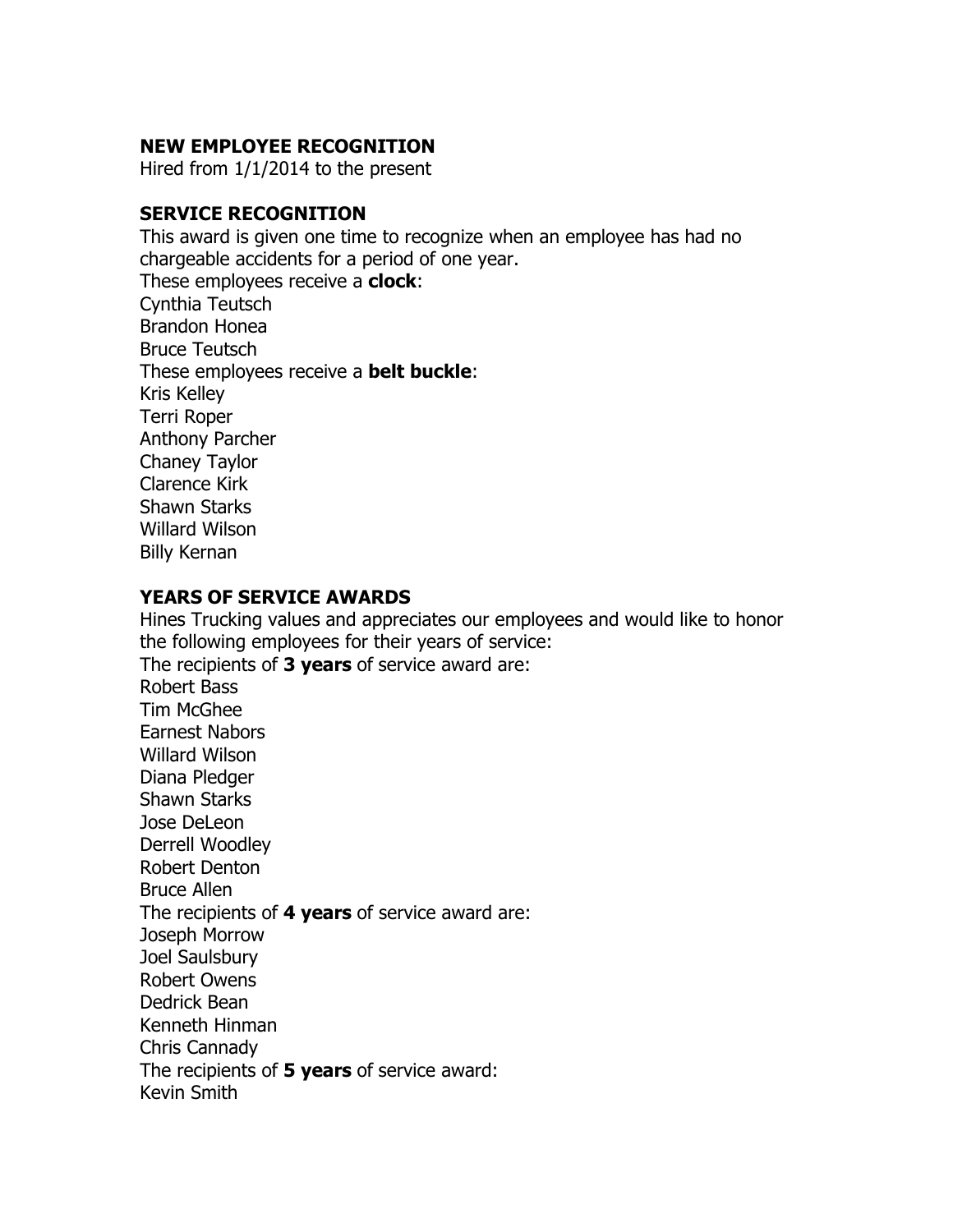## NEW EMPLOYEE RECOGNITION

Hired from 1/1/2014 to the present

## SERVICE RECOGNITION

This award is given one time to recognize when an employee has had no chargeable accidents for a period of one year.

These employees receive a **clock**:

Cynthia Teutsch
Brandon Honea
Bruce Teutsch

These employees receive a **belt buckle**:

Kris Kelley
Terri Roper
Anthony Parcher
Chaney Taylor
Clarence Kirk
Shawn Starks
Willard Wilson
Billy Kernan

## YEARS OF SERVICE AWARDS

Hines Trucking values and appreciates our employees and would like to honor the following employees for their years of service:

The recipients of **3 years** of service award are:

Robert Bass
Tim McGhee
Earnest Nabors
Willard Wilson
Diana Pledger
Shawn Starks
Jose DeLeon
Derrell Woodley
Robert Denton
Bruce Allen

The recipients of **4 years** of service award are:

Joseph Morrow
Joel Saulsbury
Robert Owens
Dedrick Bean
Kenneth Hinman
Chris Cannady

The recipients of **5 years** of service award:

Kevin Smith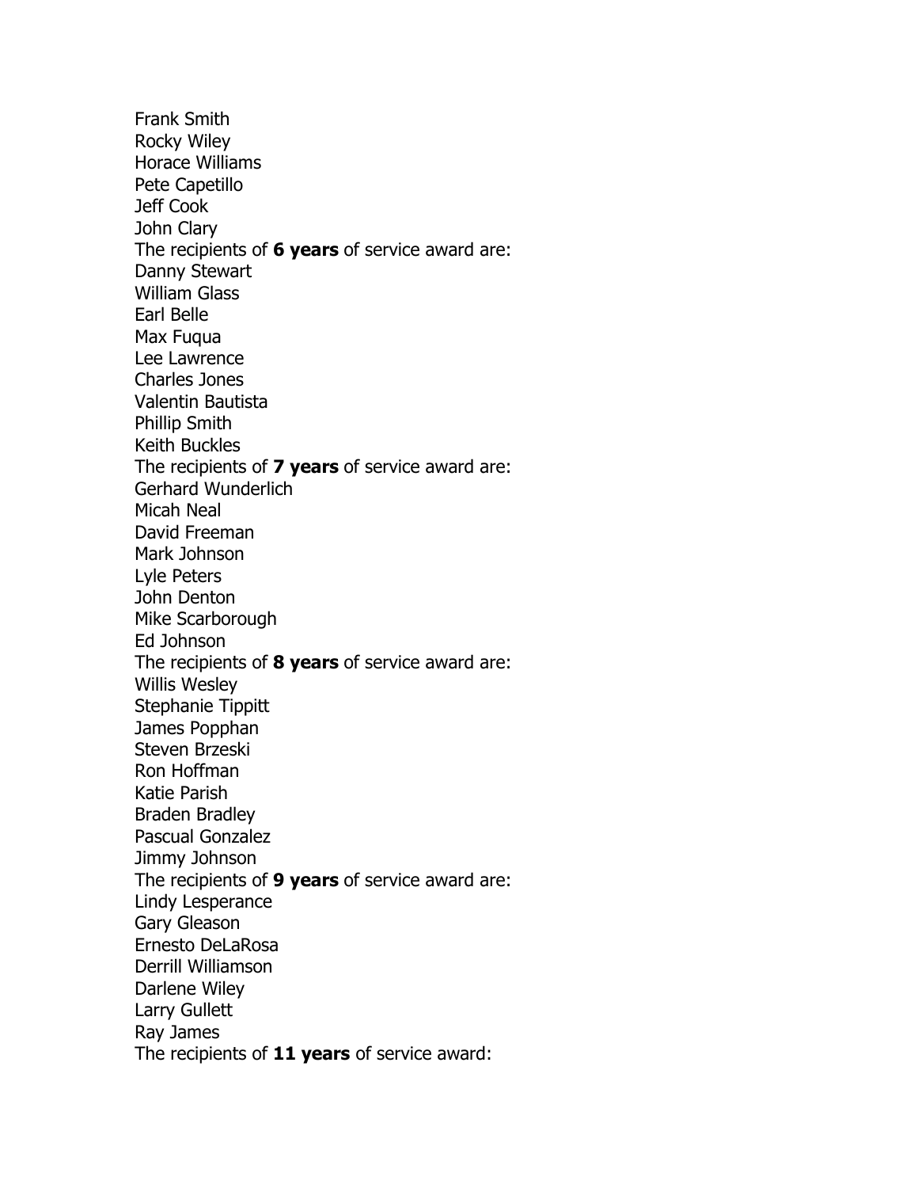Frank Smith
Rocky Wiley
Horace Williams
Pete Capetillo
Jeff Cook
John Clary
The recipients of **6 years** of service award are:
Danny Stewart
William Glass
Earl Belle
Max Fuqua
Lee Lawrence
Charles Jones
Valentin Bautista
Phillip Smith
Keith Buckles
The recipients of **7 years** of service award are:
Gerhard Wunderlich
Micah Neal
David Freeman
Mark Johnson
Lyle Peters
John Denton
Mike Scarborough
Ed Johnson
The recipients of **8 years** of service award are:
Willis Wesley
Stephanie Tippitt
James Popphan
Steven Brzeski
Ron Hoffman
Katie Parish
Braden Bradley
Pascual Gonzalez
Jimmy Johnson
The recipients of **9 years** of service award are:
Lindy Lesperance
Gary Gleason
Ernesto DeLaRosa
Derrill Williamson
Darlene Wiley
Larry Gullett
Ray James
The recipients of **11 years** of service award: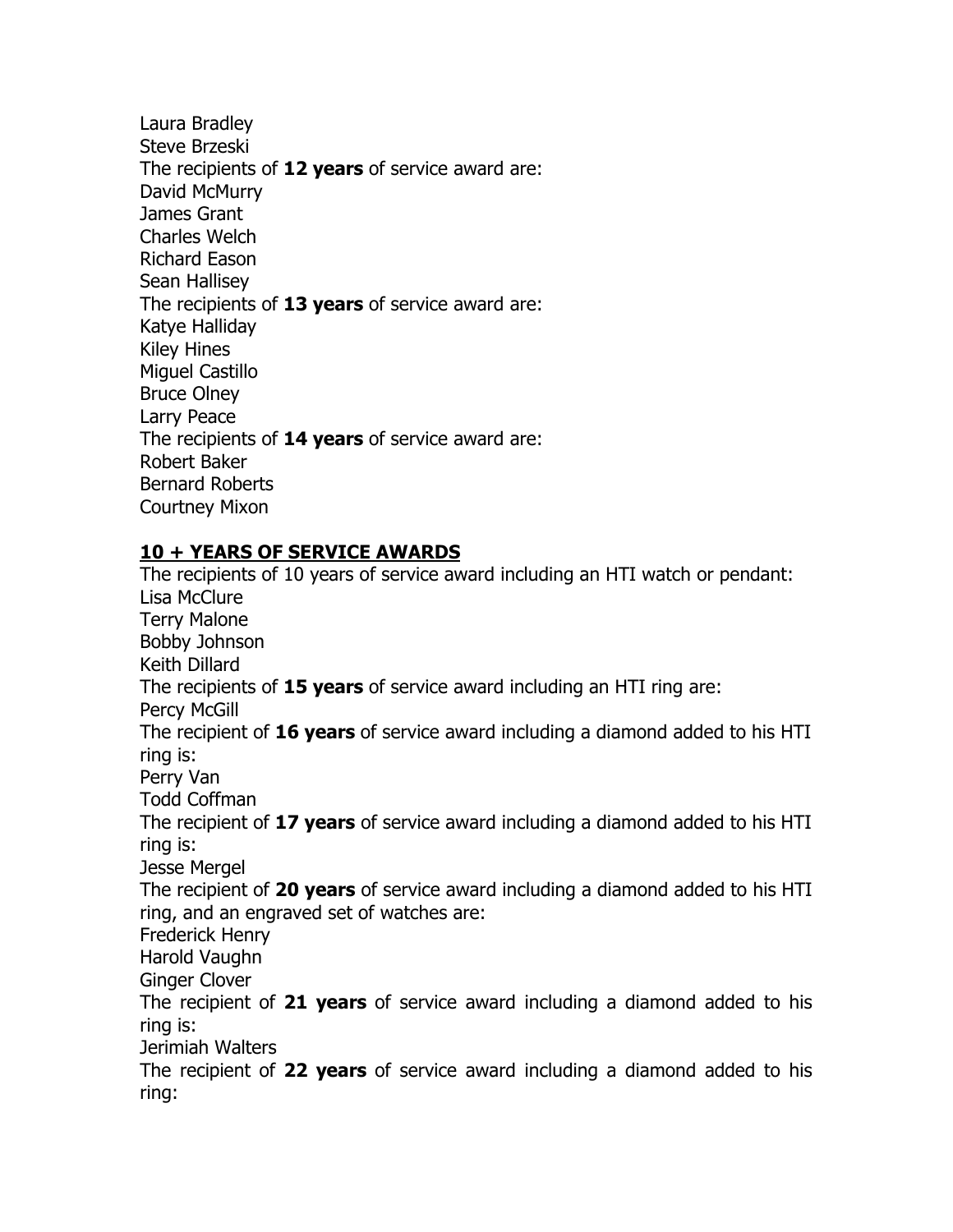Laura Bradley
Steve Brzeski
The recipients of **12 years** of service award are:
David McMurry
James Grant
Charles Welch
Richard Eason
Sean Hallisey
The recipients of **13 years** of service award are:
Katye Halliday
Kiley Hines
Miguel Castillo
Bruce Olney
Larry Peace
The recipients of **14 years** of service award are:
Robert Baker
Bernard Roberts
Courtney Mixon

## 10 + YEARS OF SERVICE AWARDS

The recipients of 10 years of service award including an HTI watch or pendant:
Lisa McClure
Terry Malone
Bobby Johnson
Keith Dillard
The recipients of **15 years** of service award including an HTI ring are:
Percy McGill
The recipient of **16 years** of service award including a diamond added to his HTI ring is:
Perry Van
Todd Coffman
The recipient of **17 years** of service award including a diamond added to his HTI ring is:
Jesse Mergel
The recipient of **20 years** of service award including a diamond added to his HTI ring, and an engraved set of watches are:
Frederick Henry
Harold Vaughn
Ginger Clover
The recipient of **21 years** of service award including a diamond added to his ring is:
Jerimiah Walters
The recipient of **22 years** of service award including a diamond added to his ring: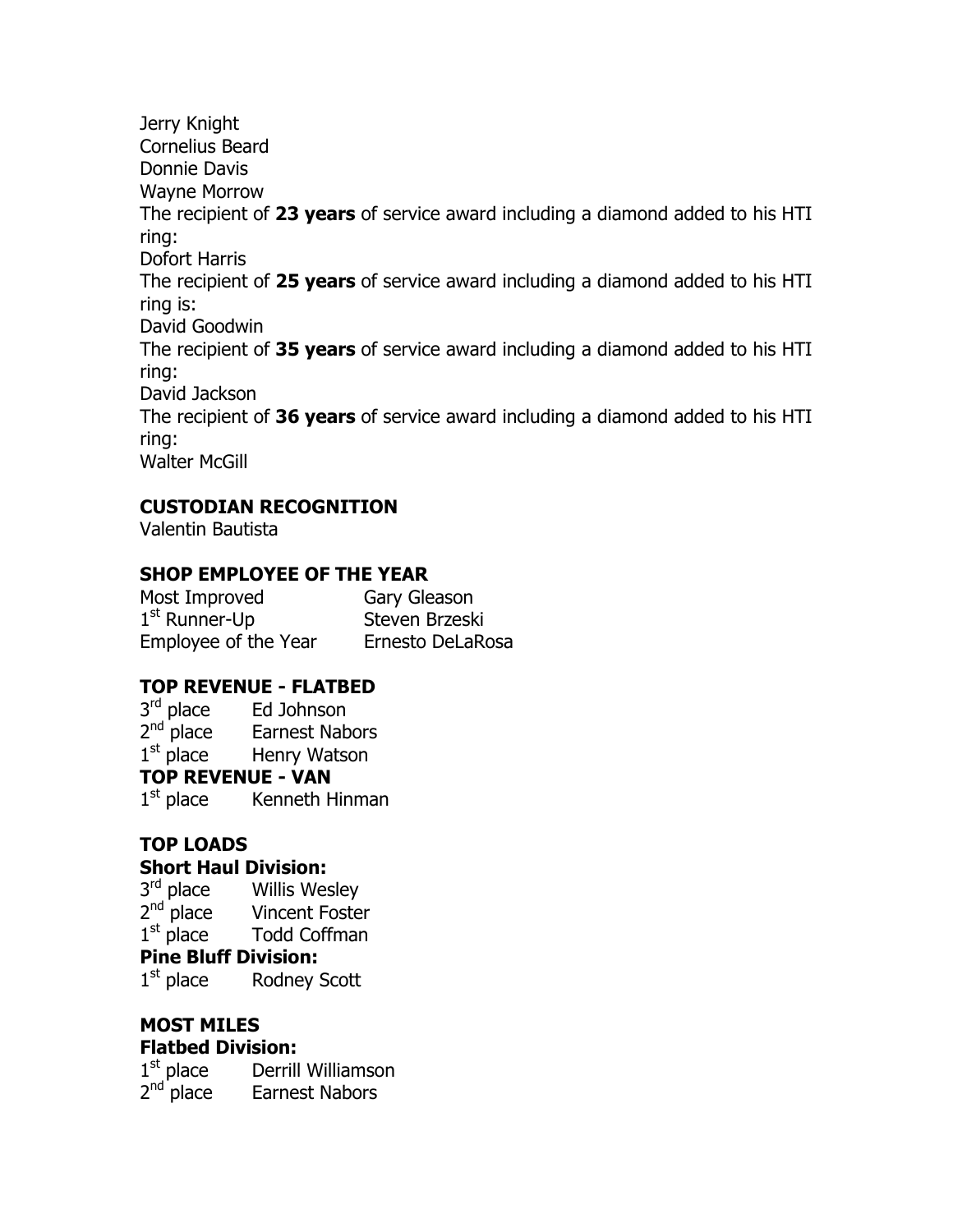Jerry Knight
Cornelius Beard
Donnie Davis
Wayne Morrow

The recipient of **23 years** of service award including a diamond added to his HTI ring:
Dofort Harris

The recipient of **25 years** of service award including a diamond added to his HTI ring is:
David Goodwin

The recipient of **35 years** of service award including a diamond added to his HTI ring:
David Jackson

The recipient of **36 years** of service award including a diamond added to his HTI ring:
Walter McGill

**CUSTODIAN RECOGNITION**

Valentin Bautista

**SHOP EMPLOYEE OF THE YEAR**

| | |
|---|---|
| Most Improved | Gary Gleason |
| 1st Runner-Up | Steven Brzeski |
| Employee of the Year | Ernesto DeLaRosa |

**TOP REVENUE - FLATBED**

| | |
|---|---|
| 3rd place | Ed Johnson |
| 2nd place | Earnest Nabors |
| 1st place | Henry Watson |

**TOP REVENUE - VAN**

| | |
|---|---|
| 1st place | Kenneth Hinman |

**TOP LOADS**

**Short Haul Division:**

| | |
|---|---|
| 3rd place | Willis Wesley |
| 2nd place | Vincent Foster |
| 1st place | Todd Coffman |

**Pine Bluff Division:**

| | |
|---|---|
| 1st place | Rodney Scott |

**MOST MILES**

**Flatbed Division:**

| | |
|---|---|
| 1st place | Derrill Williamson |
| 2nd place | Earnest Nabors |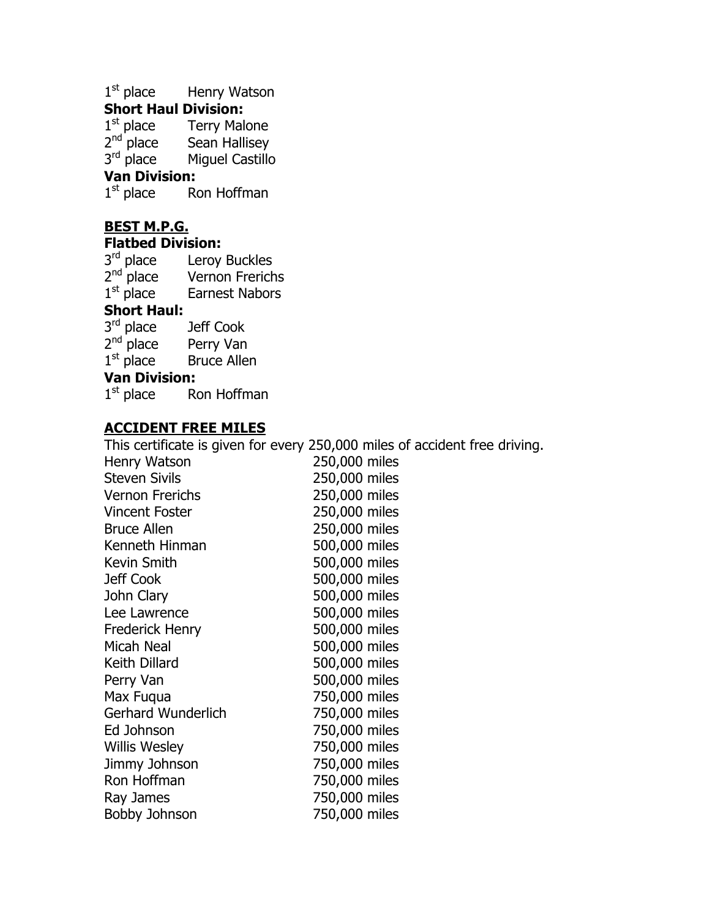1st place Henry Watson

**Short Haul Division:**

1st place Terry Malone
2nd place Sean Hallisey
3rd place Miguel Castillo

**Van Division:**

1st place Ron Hoffman

## BEST M.P.G.

**Flatbed Division:**

3rd place Leroy Buckles
2nd place Vernon Frerichs
1st place Earnest Nabors

**Short Haul:**

3rd place Jeff Cook
2nd place Perry Van
1st place Bruce Allen

**Van Division:**

1st place Ron Hoffman

## ACCIDENT FREE MILES

This certificate is given for every 250,000 miles of accident free driving.

| Name | Miles |
|---|---|
| Henry Watson | 250,000 miles |
| Steven Sivils | 250,000 miles |
| Vernon Frerichs | 250,000 miles |
| Vincent Foster | 250,000 miles |
| Bruce Allen | 250,000 miles |
| Kenneth Hinman | 500,000 miles |
| Kevin Smith | 500,000 miles |
| Jeff Cook | 500,000 miles |
| John Clary | 500,000 miles |
| Lee Lawrence | 500,000 miles |
| Frederick Henry | 500,000 miles |
| Micah Neal | 500,000 miles |
| Keith Dillard | 500,000 miles |
| Perry Van | 500,000 miles |
| Max Fuqua | 750,000 miles |
| Gerhard Wunderlich | 750,000 miles |
| Ed Johnson | 750,000 miles |
| Willis Wesley | 750,000 miles |
| Jimmy Johnson | 750,000 miles |
| Ron Hoffman | 750,000 miles |
| Ray James | 750,000 miles |
| Bobby Johnson | 750,000 miles |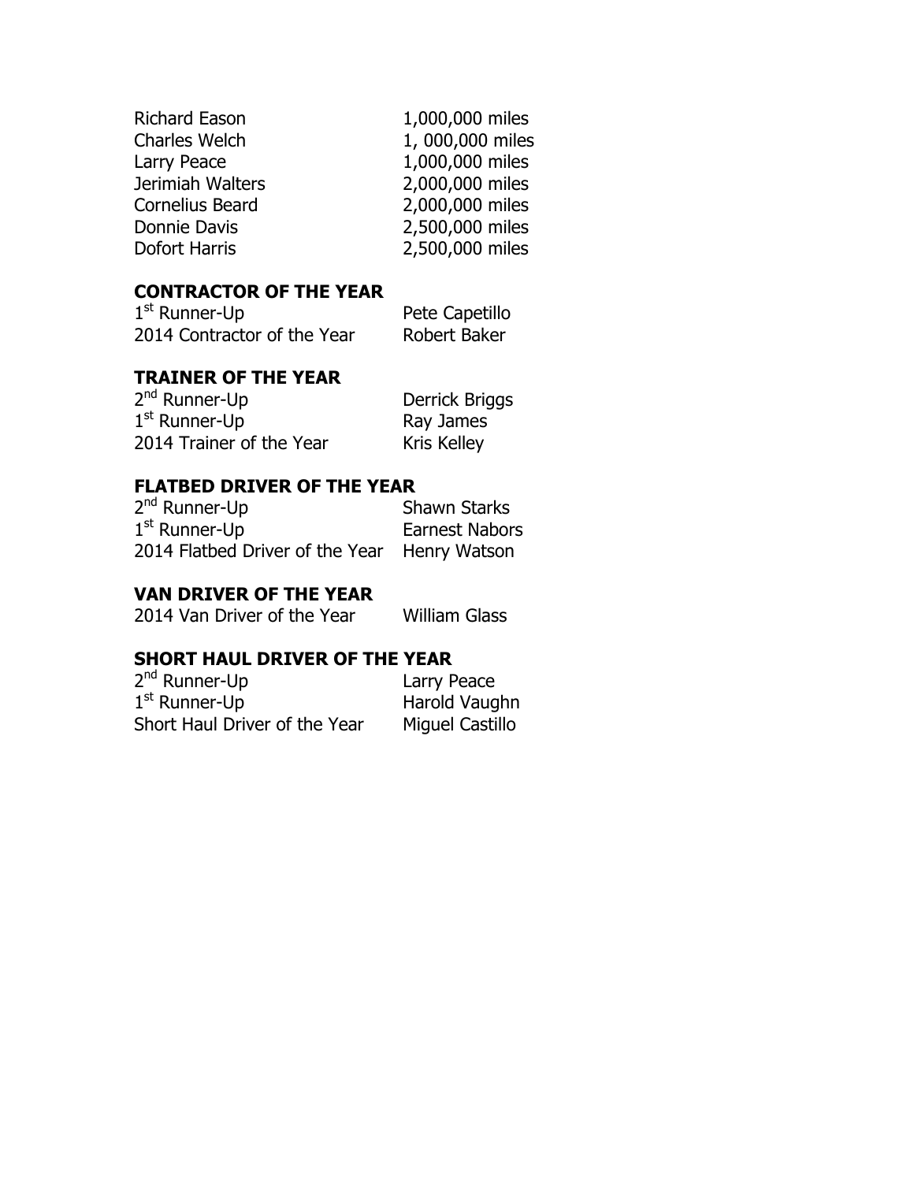| | |
|---|---|
| Richard Eason | 1,000,000 miles |
| Charles Welch | 1, 000,000 miles |
| Larry Peace | 1,000,000 miles |
| Jerimiah Walters | 2,000,000 miles |
| Cornelius Beard | 2,000,000 miles |
| Donnie Davis | 2,500,000 miles |
| Dofort Harris | 2,500,000 miles |

**CONTRACTOR OF THE YEAR**

| | |
|---|---|
| 1st Runner-Up | Pete Capetillo |
| 2014 Contractor of the Year | Robert Baker |

**TRAINER OF THE YEAR**

| | |
|---|---|
| 2nd Runner-Up | Derrick Briggs |
| 1st Runner-Up | Ray James |
| 2014 Trainer of the Year | Kris Kelley |

**FLATBED DRIVER OF THE YEAR**

| | |
|---|---|
| 2nd Runner-Up | Shawn Starks |
| 1st Runner-Up | Earnest Nabors |
| 2014 Flatbed Driver of the Year | Henry Watson |

**VAN DRIVER OF THE YEAR**

| | |
|---|---|
| 2014 Van Driver of the Year | William Glass |

**SHORT HAUL DRIVER OF THE YEAR**

| | |
|---|---|
| 2nd Runner-Up | Larry Peace |
| 1st Runner-Up | Harold Vaughn |
| Short Haul Driver of the Year | Miguel Castillo |